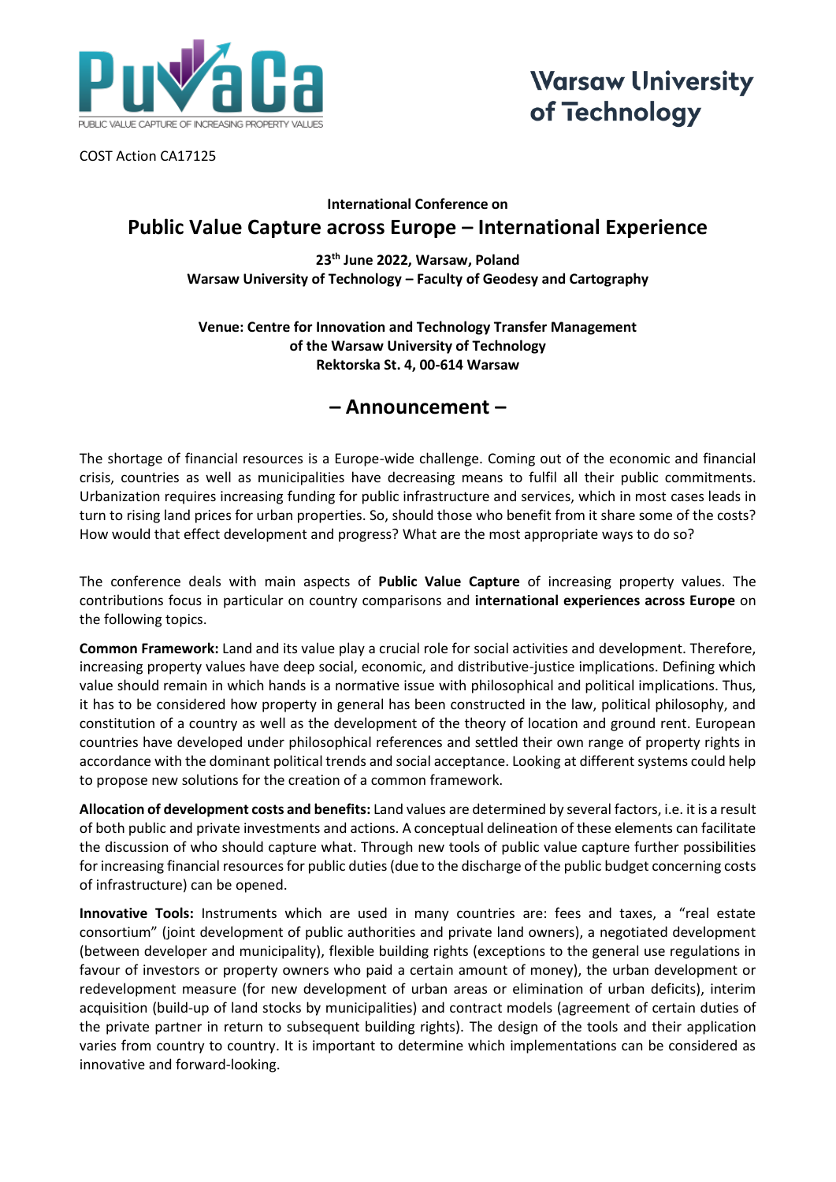PuVaCa
PUBLIC VALUE CAPTURE OF INCREASING PROPERTY VALUES

Warsaw University of Technology

COST Action CA17125

**International Conference on**

# Public Value Capture across Europe – International Experience

**23th June 2022, Warsaw, Poland**
**Warsaw University of Technology – Faculty of Geodesy and Cartography**

**Venue: Centre for Innovation and Technology Transfer Management of the Warsaw University of Technology Rektorska St. 4, 00-614 Warsaw**

## – Announcement –

The shortage of financial resources is a Europe-wide challenge. Coming out of the economic and financial crisis, countries as well as municipalities have decreasing means to fulfil all their public commitments. Urbanization requires increasing funding for public infrastructure and services, which in most cases leads in turn to rising land prices for urban properties. So, should those who benefit from it share some of the costs? How would that effect development and progress? What are the most appropriate ways to do so?

The conference deals with main aspects of **Public Value Capture** of increasing property values. The contributions focus in particular on country comparisons and **international experiences across Europe** on the following topics.

**Common Framework:** Land and its value play a crucial role for social activities and development. Therefore, increasing property values have deep social, economic, and distributive-justice implications. Defining which value should remain in which hands is a normative issue with philosophical and political implications. Thus, it has to be considered how property in general has been constructed in the law, political philosophy, and constitution of a country as well as the development of the theory of location and ground rent. European countries have developed under philosophical references and settled their own range of property rights in accordance with the dominant political trends and social acceptance. Looking at different systems could help to propose new solutions for the creation of a common framework.

**Allocation of development costs and benefits:** Land values are determined by several factors, i.e. it is a result of both public and private investments and actions. A conceptual delineation of these elements can facilitate the discussion of who should capture what. Through new tools of public value capture further possibilities for increasing financial resources for public duties (due to the discharge of the public budget concerning costs of infrastructure) can be opened.

**Innovative Tools:** Instruments which are used in many countries are: fees and taxes, a "real estate consortium" (joint development of public authorities and private land owners), a negotiated development (between developer and municipality), flexible building rights (exceptions to the general use regulations in favour of investors or property owners who paid a certain amount of money), the urban development or redevelopment measure (for new development of urban areas or elimination of urban deficits), interim acquisition (build-up of land stocks by municipalities) and contract models (agreement of certain duties of the private partner in return to subsequent building rights). The design of the tools and their application varies from country to country. It is important to determine which implementations can be considered as innovative and forward-looking.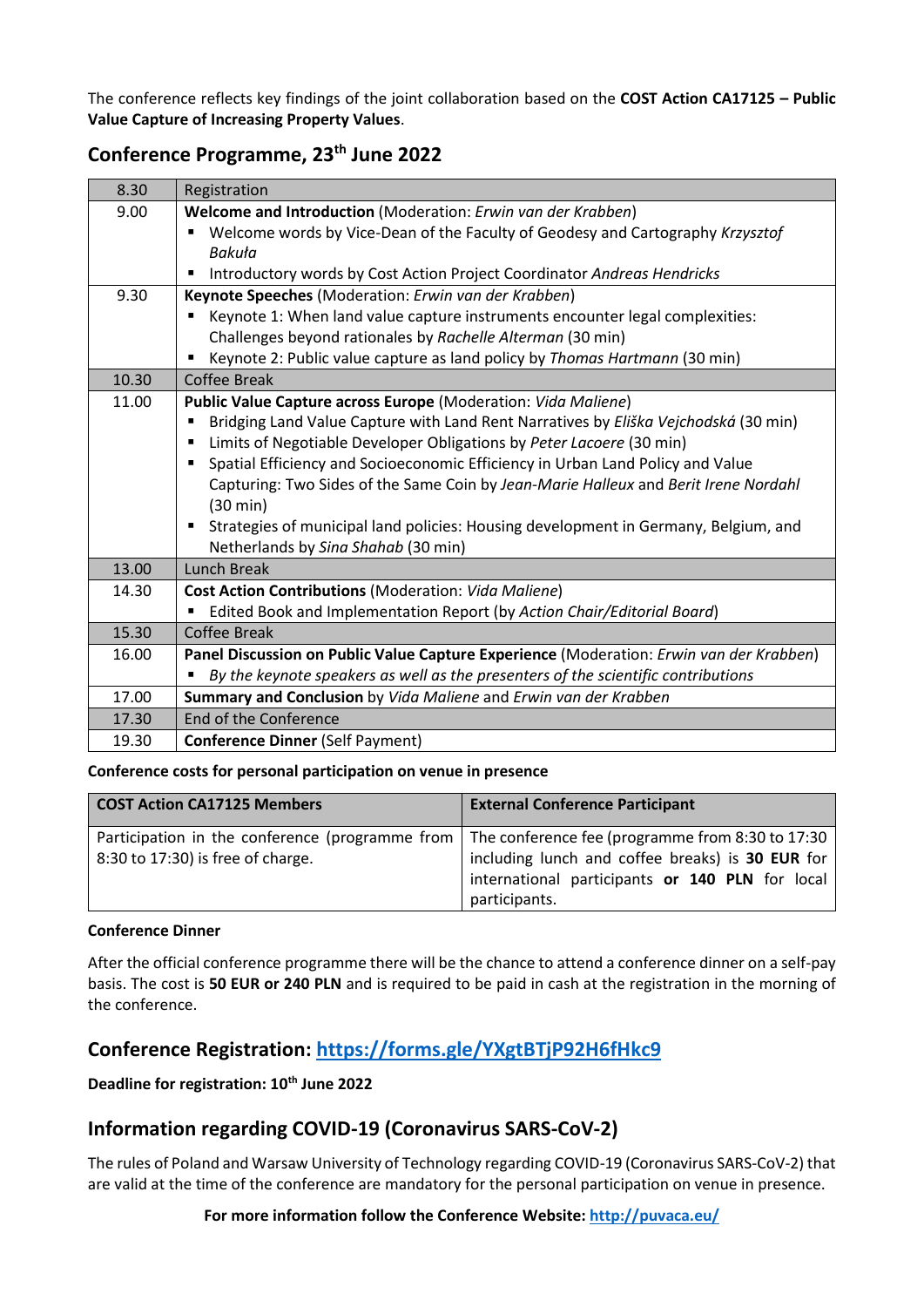The conference reflects key findings of the joint collaboration based on the **COST Action CA17125 – Public Value Capture of Increasing Property Values**.

## Conference Programme, 23th June 2022

| | |
|---|---|
| 8.30 | Registration |
| 9.00 | **Welcome and Introduction** (Moderation: *Erwin van der Krabben*)<br>▪ Welcome words by Vice-Dean of the Faculty of Geodesy and Cartography *Krzysztof Bakuła*<br>▪ Introductory words by Cost Action Project Coordinator *Andreas Hendricks* |
| 9.30 | **Keynote Speeches** (Moderation: *Erwin van der Krabben*)<br>▪ Keynote 1: When land value capture instruments encounter legal complexities: Challenges beyond rationales by *Rachelle Alterman* (30 min)<br>▪ Keynote 2: Public value capture as land policy by *Thomas Hartmann* (30 min) |
| 10.30 | Coffee Break |
| 11.00 | **Public Value Capture across Europe** (Moderation: *Vida Maliene*)<br>▪ Bridging Land Value Capture with Land Rent Narratives by *Eliška Vejchodská* (30 min)<br>▪ Limits of Negotiable Developer Obligations by *Peter Lacoere* (30 min)<br>▪ Spatial Efficiency and Socioeconomic Efficiency in Urban Land Policy and Value Capturing: Two Sides of the Same Coin by *Jean-Marie Halleux* and *Berit Irene Nordahl* (30 min)<br>▪ Strategies of municipal land policies: Housing development in Germany, Belgium, and Netherlands by *Sina Shahab* (30 min) |
| 13.00 | Lunch Break |
| 14.30 | **Cost Action Contributions** (Moderation: *Vida Maliene*)<br>▪ Edited Book and Implementation Report (by *Action Chair/Editorial Board*) |
| 15.30 | Coffee Break |
| 16.00 | **Panel Discussion on Public Value Capture Experience** (Moderation: *Erwin van der Krabben*)<br>▪ *By the keynote speakers as well as the presenters of the scientific contributions* |
| 17.00 | **Summary and Conclusion** by *Vida Maliene* and *Erwin van der Krabben* |
| 17.30 | End of the Conference |
| 19.30 | **Conference Dinner** (Self Payment) |

**Conference costs for personal participation on venue in presence**

| COST Action CA17125 Members | External Conference Participant |
|---|---|
| Participation in the conference (programme from 8:30 to 17:30) is free of charge. | The conference fee (programme from 8:30 to 17:30 including lunch and coffee breaks) is **30 EUR** for international participants **or 140 PLN** for local participants. |

**Conference Dinner**

After the official conference programme there will be the chance to attend a conference dinner on a self-pay basis. The cost is **50 EUR or 240 PLN** and is required to be paid in cash at the registration in the morning of the conference.

## Conference Registration: https://forms.gle/YXgtBTjP92H6fHkc9

**Deadline for registration: 10th June 2022**

## Information regarding COVID-19 (Coronavirus SARS-CoV-2)

The rules of Poland and Warsaw University of Technology regarding COVID-19 (Coronavirus SARS-CoV-2) that are valid at the time of the conference are mandatory for the personal participation on venue in presence.

**For more information follow the Conference Website: http://puvaca.eu/**